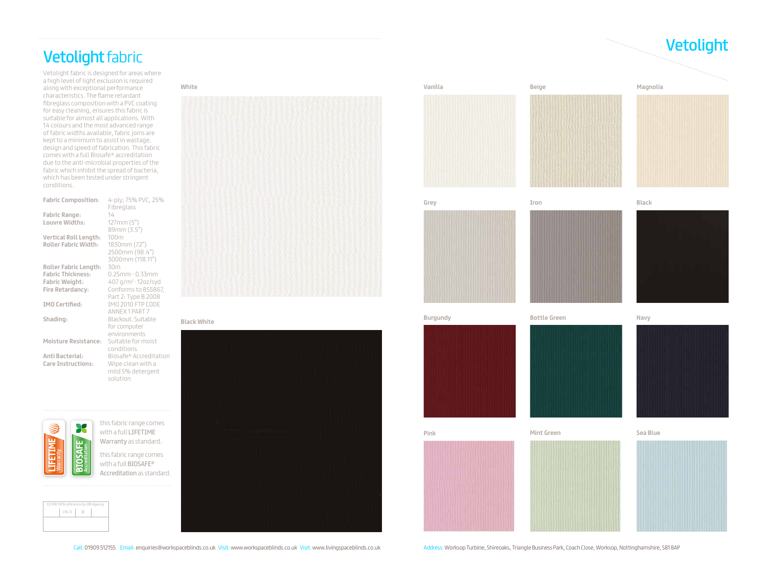# Vetolight fabric

Vetolight fabric is designed for areas where a high level of light exclusion is required along with exceptional performance characteristics. The flame retardant fibreglass composition with a PVC coating for easy cleaning, ensures this fabric is suitable for almost all applications. With 14 colours and the most advanced range of fabric widths available, fabric joins are kept to a minimum to assist in wastage, design and speed of fabrication. This fabric comes with a full Biosafe® accreditation due to the anti-microbial properties of the fabric which inhibit the spread of bacteria, which has been tested under stringent conditions.

| | |
|---|---|
| **Fabric Composition:** | 4-ply; 75% PVC, 25% Fibreglass |
| **Fabric Range:** | 14 |
| **Louvre Widths:** | 127mm (5") 89mm (3.5") |
| **Vertical Roll Length:** | 100m |
| **Roller Fabric Width:** | 1830mm (72") 2500mm (98.4") 3000mm (118.11") |
| **Roller Fabric Length:** | 30m |
| **Fabric Thickness:** | 0.25mm - 0.33mm |
| **Fabric Weight:** | 407 g/m² - 12oz/syd |
| **Fire Retardancy:** | Conforms to BS5867, Part 2: Type B 2008 |
| **IMO Certified:** | IMO 2010 FTP CODE ANNEX 1 PART 7 |
| **Shading:** | Blackout. Suitable for computer environments |
| **Moisture Resistance:** | Suitable for moist conditions |
| **Anti Bacterial:** | Biosafe® Accreditation |
| **Care Instructions:** | Wipe clean with a mild 5% detergent solution |

LIFETIME Warranty

this fabric range comes with a full **LIFETIME Warranty** as standard.

BIOSAFE Accreditation

this fabric range comes with a full **BIOSAFE® Accreditation** as standard.

CI/SfB 1976 reference by SfB Agency

| (76.7) | X | |
|---|---|---|

# Vetolight

White

Black White

Vanilla

Beige

Magnolia

Grey

Iron

Black

Burgundy

Bottle Green

Navy

Pink

Mint Green

Sea Blue

Call: 01909 512155 Email: enquiries@workspaceblinds.co.uk Visit: www.workspaceblinds.co.uk Visit: www.livingspaceblinds.co.uk

Address: Worksop Turbine, Shireoaks, Triangle Business Park, Coach Close, Worksop, Nottinghamshire, S81 8AP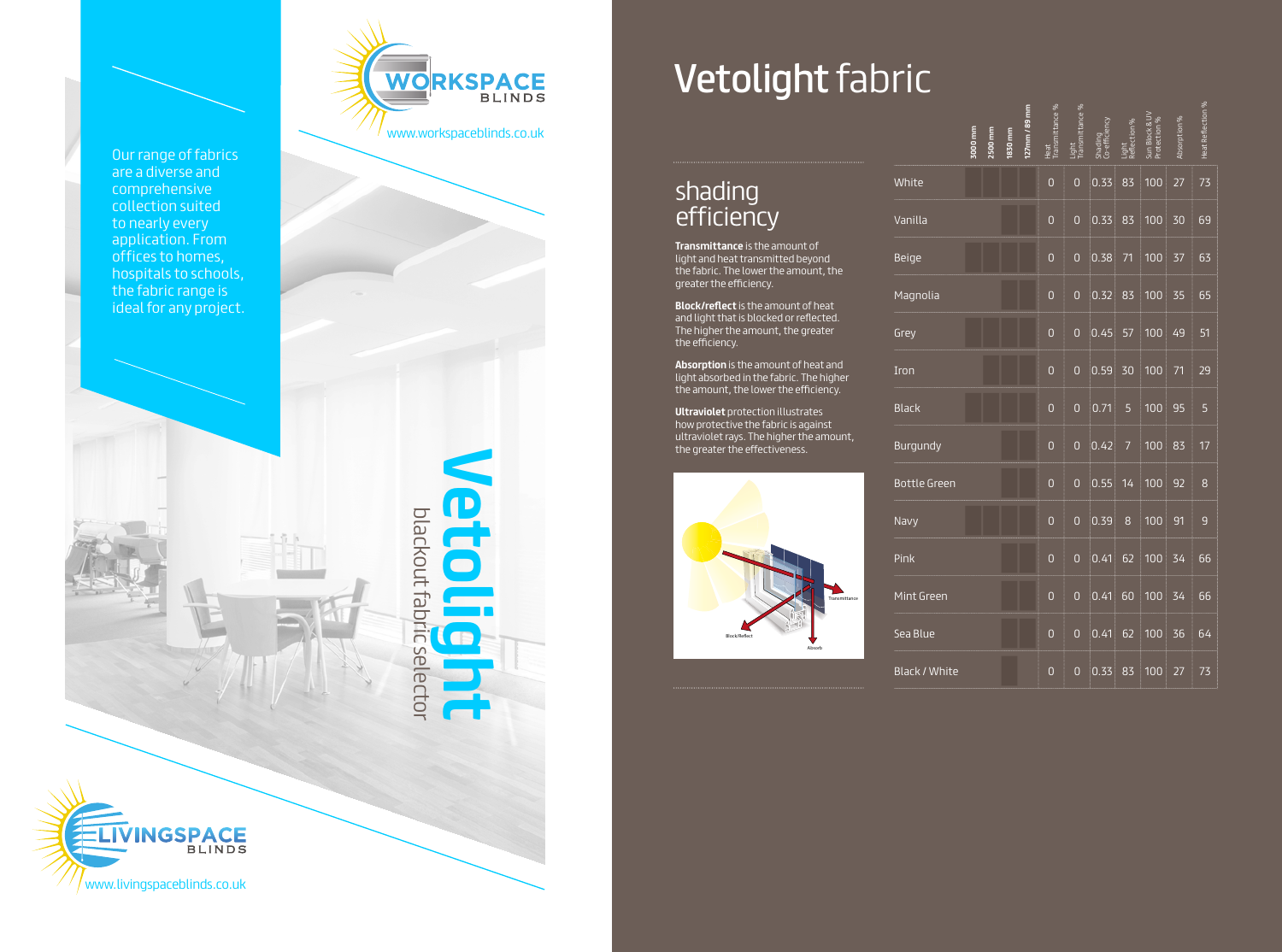www.workspaceblinds.co.uk

Our range of fabrics are a diverse and comprehensive collection suited to nearly every application. From offices to homes, hospitals to schools, the fabric range is ideal for any project.

# Vetolight

blackout fabric selector

www.livingspaceblinds.co.uk

# Vetolight fabric

## shading efficiency

**Transmittance** is the amount of light and heat transmitted beyond the fabric. The lower the amount, the greater the efficiency.

**Block/reflect** is the amount of heat and light that is blocked or reflected. The higher the amount, the greater the efficiency.

**Absorption** is the amount of heat and light absorbed in the fabric. The higher the amount, the lower the efficiency.

**Ultraviolet** protection illustrates how protective the fabric is against ultraviolet rays. The higher the amount, the greater the effectiveness.

Transmittance

Block/Reflect

Absorb

| | 3000 mm | 2500 mm | 1830 mm | 127mm / 89 mm | Heat Transmittance % | Light Transmittance % | Shading Co-efficiency | Light Reflection % | Sun Block & UV Protection % | Absorption % | Heat Reflection % |
|---|---|---|---|---|---|---|---|---|---|---|---|
| White | ■ | ■ | ■ | ■ | 0 | 0 | 0.33 | 83 | 100 | 27 | 73 |
| Vanilla | | | ■ | ■ | 0 | 0 | 0.33 | 83 | 100 | 30 | 69 |
| Beige | ■ | ■ | ■ | ■ | 0 | 0 | 0.38 | 71 | 100 | 37 | 63 |
| Magnolia | | | ■ | ■ | 0 | 0 | 0.32 | 83 | 100 | 35 | 65 |
| Grey | ■ | ■ | ■ | ■ | 0 | 0 | 0.45 | 57 | 100 | 49 | 51 |
| Iron | | ■ | ■ | ■ | 0 | 0 | 0.59 | 30 | 100 | 71 | 29 |
| Black | ■ | ■ | ■ | ■ | 0 | 0 | 0.71 | 5 | 100 | 95 | 5 |
| Burgundy | | | ■ | ■ | 0 | 0 | 0.42 | 7 | 100 | 83 | 17 |
| Bottle Green | | | ■ | ■ | 0 | 0 | 0.55 | 14 | 100 | 92 | 8 |
| Navy | ■ | ■ | ■ | ■ | 0 | 0 | 0.39 | 8 | 100 | 91 | 9 |
| Pink | | | ■ | ■ | 0 | 0 | 0.41 | 62 | 100 | 34 | 66 |
| Mint Green | | | ■ | ■ | 0 | 0 | 0.41 | 60 | 100 | 34 | 66 |
| Sea Blue | | | ■ | ■ | 0 | 0 | 0.41 | 62 | 100 | 36 | 64 |
| Black / White | | | ■ | | 0 | 0 | 0.33 | 83 | 100 | 27 | 73 |